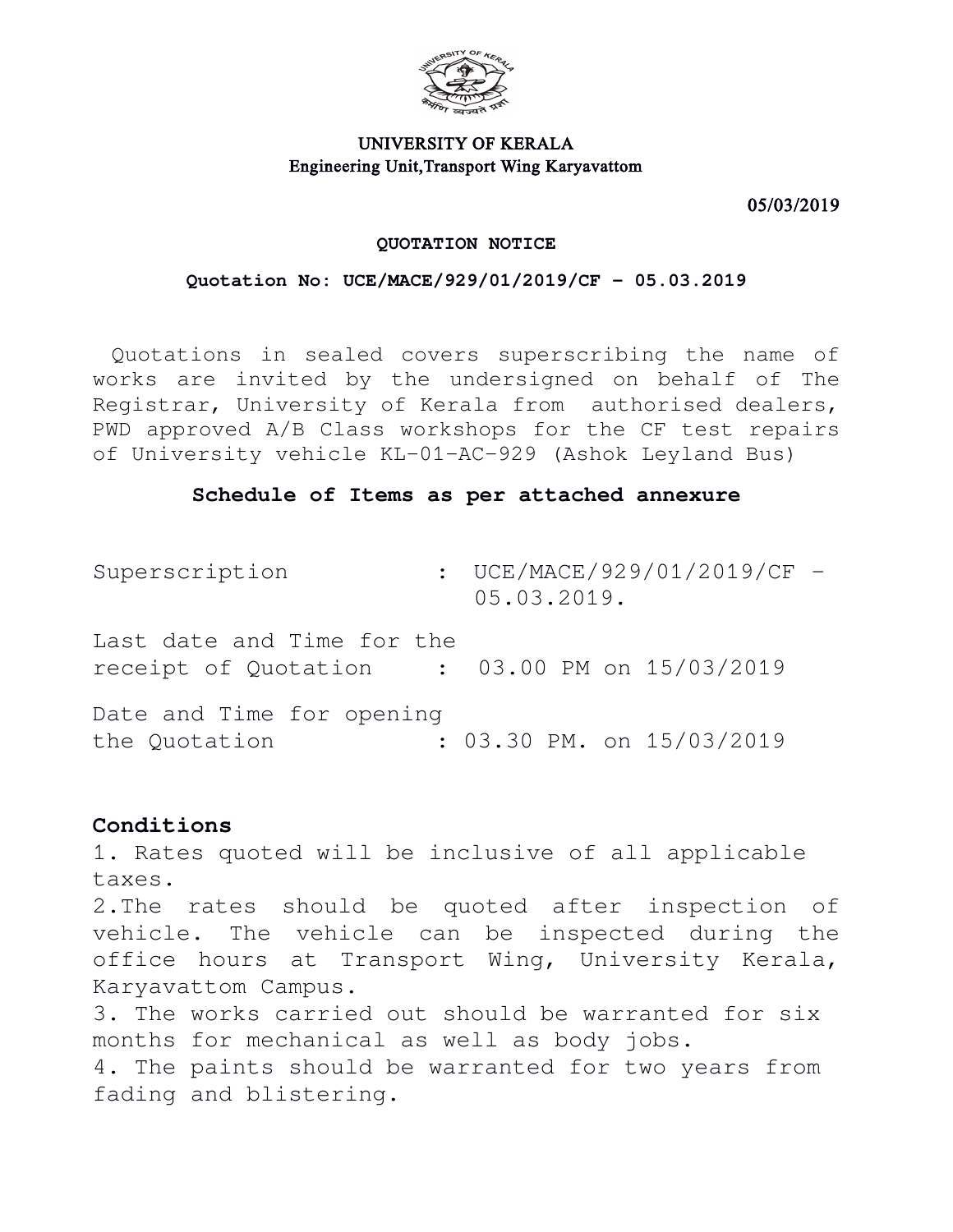# UNIVERSITY OF KERALA
## Engineering Unit,Transport Wing Karyavattom

05/03/2019

**QUOTATION NOTICE**

**Quotation No: UCE/MACE/929/01/2019/CF – 05.03.2019**

Quotations in sealed covers superscribing the name of works are invited by the undersigned on behalf of The Registrar, University of Kerala from authorised dealers, PWD approved A/B Class workshops for the CF test repairs of University vehicle KL-01-AC-929 (Ashok Leyland Bus)

**Schedule of Items as per attached annexure**

Superscription : UCE/MACE/929/01/2019/CF – 05.03.2019.

Last date and Time for the receipt of Quotation : 03.00 PM on 15/03/2019

Date and Time for opening the Quotation : 03.30 PM. on 15/03/2019

**Conditions**

1. Rates quoted will be inclusive of all applicable taxes.
2. The rates should be quoted after inspection of vehicle. The vehicle can be inspected during the office hours at Transport Wing, University Kerala, Karyavattom Campus.
3. The works carried out should be warranted for six months for mechanical as well as body jobs.
4. The paints should be warranted for two years from fading and blistering.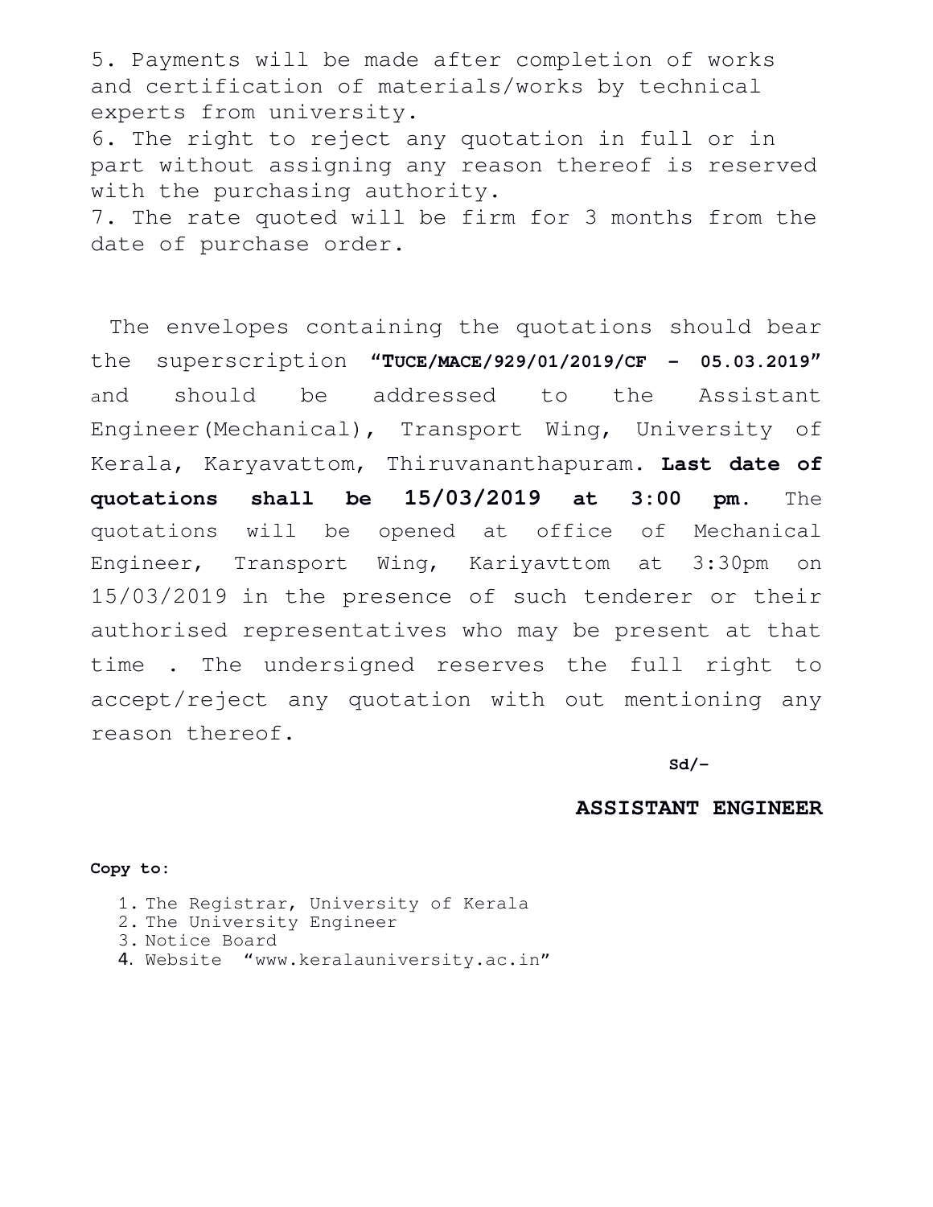5. Payments will be made after completion of works and certification of materials/works by technical experts from university.

6. The right to reject any quotation in full or in part without assigning any reason thereof is reserved with the purchasing authority.

7. The rate quoted will be firm for 3 months from the date of purchase order.

The envelopes containing the quotations should bear the superscription **"TUCE/MACE/929/01/2019/CF – 05.03.2019"** and should be addressed to the Assistant Engineer(Mechanical), Transport Wing, University of Kerala, Karyavattom, Thiruvananthapuram. **Last date of quotations shall be 15/03/2019 at 3:00 pm**. The quotations will be opened at office of Mechanical Engineer, Transport Wing, Kariyavttom at 3:30pm on 15/03/2019 in the presence of such tenderer or their authorised representatives who may be present at that time . The undersigned reserves the full right to accept/reject any quotation with out mentioning any reason thereof.

**Sd/-**

**ASSISTANT ENGINEER**

**Copy to:**

1. The Registrar, University of Kerala
2. The University Engineer
3. Notice Board
4. Website "www.keralauniversity.ac.in"